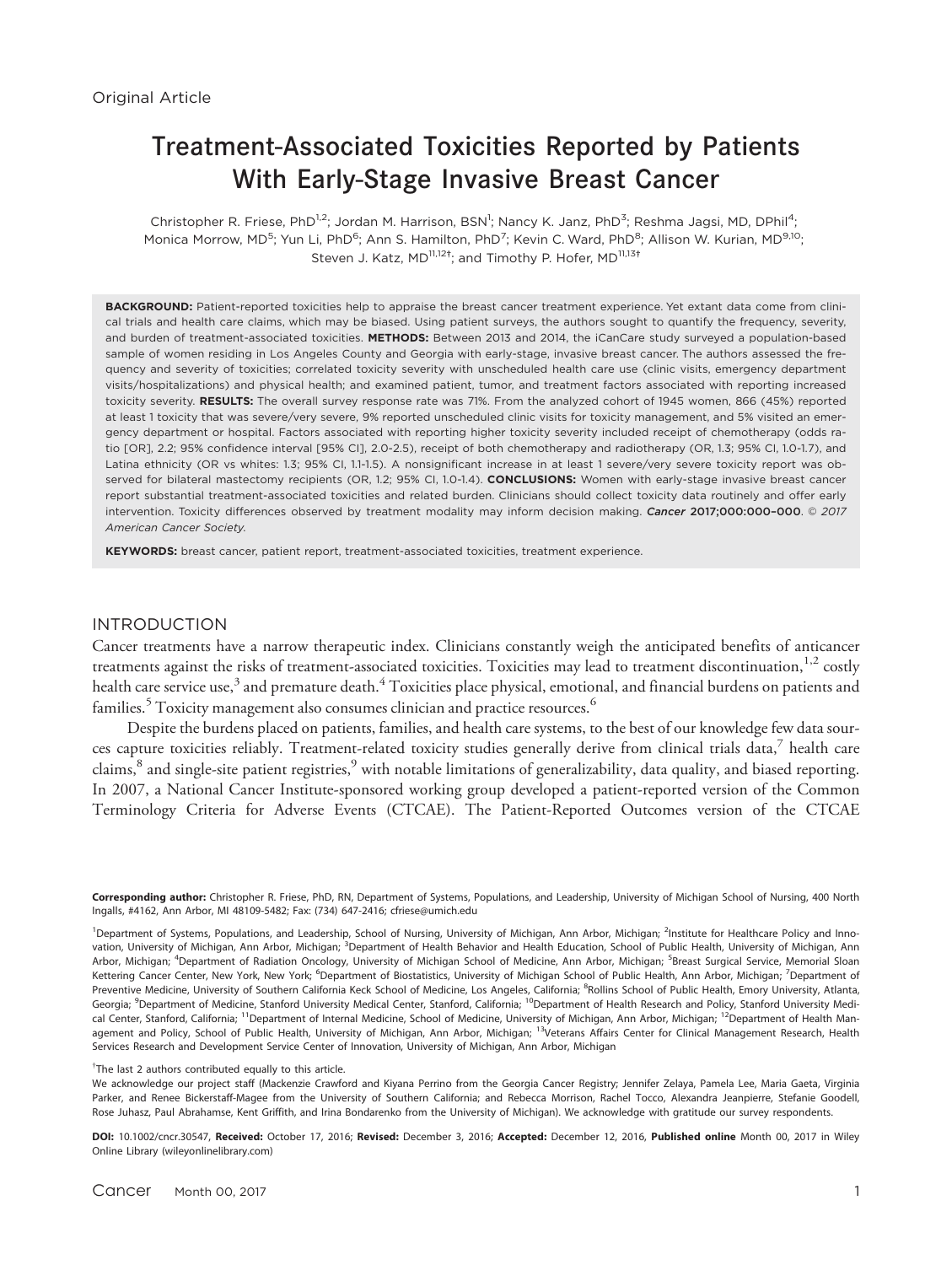Original Article

# Treatment-Associated Toxicities Reported by Patients With Early-Stage Invasive Breast Cancer

Christopher R. Friese, PhD[1,2]; Jordan M. Harrison, BSN[1]; Nancy K. Janz, PhD[3]; Reshma Jagsi, MD, DPhil[4]; Monica Morrow, MD[5]; Yun Li, PhD[6]; Ann S. Hamilton, PhD[7]; Kevin C. Ward, PhD[8]; Allison W. Kurian, MD[9,10]; Steven J. Katz, MD[11,12†]; and Timothy P. Hofer, MD[11,13†]

**BACKGROUND:** Patient-reported toxicities help to appraise the breast cancer treatment experience. Yet extant data come from clinical trials and health care claims, which may be biased. Using patient surveys, the authors sought to quantify the frequency, severity, and burden of treatment-associated toxicities. **METHODS:** Between 2013 and 2014, the iCanCare study surveyed a population-based sample of women residing in Los Angeles County and Georgia with early-stage, invasive breast cancer. The authors assessed the frequency and severity of toxicities; correlated toxicity severity with unscheduled health care use (clinic visits, emergency department visits/hospitalizations) and physical health; and examined patient, tumor, and treatment factors associated with reporting increased toxicity severity. **RESULTS:** The overall survey response rate was 71%. From the analyzed cohort of 1945 women, 866 (45%) reported at least 1 toxicity that was severe/very severe, 9% reported unscheduled clinic visits for toxicity management, and 5% visited an emergency department or hospital. Factors associated with reporting higher toxicity severity included receipt of chemotherapy (odds ratio [OR], 2.2; 95% confidence interval [95% CI], 2.0-2.5), receipt of both chemotherapy and radiotherapy (OR, 1.3; 95% CI, 1.0-1.7), and Latina ethnicity (OR vs whites: 1.3; 95% CI, 1.1-1.5). A nonsignificant increase in at least 1 severe/very severe toxicity report was observed for bilateral mastectomy recipients (OR, 1.2; 95% CI, 1.0-1.4). **CONCLUSIONS:** Women with early-stage invasive breast cancer report substantial treatment-associated toxicities and related burden. Clinicians should collect toxicity data routinely and offer early intervention. Toxicity differences observed by treatment modality may inform decision making. ***Cancer* 2017;000:000–000**. © *2017 American Cancer Society.*

**KEYWORDS:** breast cancer, patient report, treatment-associated toxicities, treatment experience.

## INTRODUCTION

Cancer treatments have a narrow therapeutic index. Clinicians constantly weigh the anticipated benefits of anticancer treatments against the risks of treatment-associated toxicities. Toxicities may lead to treatment discontinuation,[1,2] costly health care service use,[3] and premature death.[4] Toxicities place physical, emotional, and financial burdens on patients and families.[5] Toxicity management also consumes clinician and practice resources.[6]

Despite the burdens placed on patients, families, and health care systems, to the best of our knowledge few data sources capture toxicities reliably. Treatment-related toxicity studies generally derive from clinical trials data,[7] health care claims,[8] and single-site patient registries,[9] with notable limitations of generalizability, data quality, and biased reporting. In 2007, a National Cancer Institute-sponsored working group developed a patient-reported version of the Common Terminology Criteria for Adverse Events (CTCAE). The Patient-Reported Outcomes version of the CTCAE

**Corresponding author:** Christopher R. Friese, PhD, RN, Department of Systems, Populations, and Leadership, University of Michigan School of Nursing, 400 North Ingalls, #4162, Ann Arbor, MI 48109-5482; Fax: (734) 647-2416; cfriese@umich.edu

[1]Department of Systems, Populations, and Leadership, School of Nursing, University of Michigan, Ann Arbor, Michigan; [2]Institute for Healthcare Policy and Innovation, University of Michigan, Ann Arbor, Michigan; [3]Department of Health Behavior and Health Education, School of Public Health, University of Michigan, Ann Arbor, Michigan; [4]Department of Radiation Oncology, University of Michigan School of Medicine, Ann Arbor, Michigan; [5]Breast Surgical Service, Memorial Sloan Kettering Cancer Center, New York, New York; [6]Department of Biostatistics, University of Michigan School of Public Health, Ann Arbor, Michigan; [7]Department of Preventive Medicine, University of Southern California Keck School of Medicine, Los Angeles, California; [8]Rollins School of Public Health, Emory University, Atlanta, Georgia; [9]Department of Medicine, Stanford University Medical Center, Stanford, California; [10]Department of Health Research and Policy, Stanford University Medical Center, Stanford, California; [11]Department of Internal Medicine, School of Medicine, University of Michigan, Ann Arbor, Michigan; [12]Department of Health Management and Policy, School of Public Health, University of Michigan, Ann Arbor, Michigan; [13]Veterans Affairs Center for Clinical Management Research, Health Services Research and Development Service Center of Innovation, University of Michigan, Ann Arbor, Michigan

†The last 2 authors contributed equally to this article.

We acknowledge our project staff (Mackenzie Crawford and Kiyana Perrino from the Georgia Cancer Registry; Jennifer Zelaya, Pamela Lee, Maria Gaeta, Virginia Parker, and Renee Bickerstaff-Magee from the University of Southern California; and Rebecca Morrison, Rachel Tocco, Alexandra Jeanpierre, Stefanie Goodell, Rose Juhasz, Paul Abrahamse, Kent Griffith, and Irina Bondarenko from the University of Michigan). We acknowledge with gratitude our survey respondents.

**DOI:** 10.1002/cncr.30547, **Received:** October 17, 2016; **Revised:** December 3, 2016; **Accepted:** December 12, 2016, **Published online** Month 00, 2017 in Wiley Online Library (wileyonlinelibrary.com)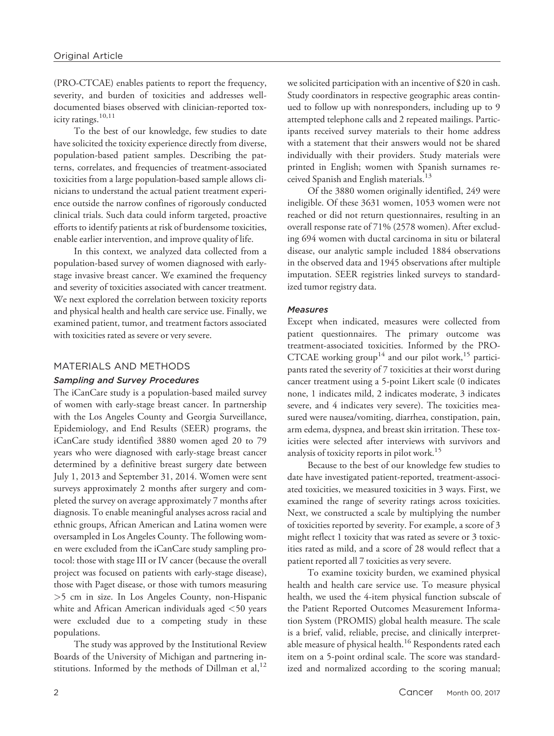(PRO-CTCAE) enables patients to report the frequency, severity, and burden of toxicities and addresses well-documented biases observed with clinician-reported toxicity ratings.[10,11]

To the best of our knowledge, few studies to date have solicited the toxicity experience directly from diverse, population-based patient samples. Describing the patterns, correlates, and frequencies of treatment-associated toxicities from a large population-based sample allows clinicians to understand the actual patient treatment experience outside the narrow confines of rigorously conducted clinical trials. Such data could inform targeted, proactive efforts to identify patients at risk of burdensome toxicities, enable earlier intervention, and improve quality of life.

In this context, we analyzed data collected from a population-based survey of women diagnosed with early-stage invasive breast cancer. We examined the frequency and severity of toxicities associated with cancer treatment. We next explored the correlation between toxicity reports and physical health and health care service use. Finally, we examined patient, tumor, and treatment factors associated with toxicities rated as severe or very severe.

## MATERIALS AND METHODS

### *Sampling and Survey Procedures*

The iCanCare study is a population-based mailed survey of women with early-stage breast cancer. In partnership with the Los Angeles County and Georgia Surveillance, Epidemiology, and End Results (SEER) programs, the iCanCare study identified 3880 women aged 20 to 79 years who were diagnosed with early-stage breast cancer determined by a definitive breast surgery date between July 1, 2013 and September 31, 2014. Women were sent surveys approximately 2 months after surgery and completed the survey on average approximately 7 months after diagnosis. To enable meaningful analyses across racial and ethnic groups, African American and Latina women were oversampled in Los Angeles County. The following women were excluded from the iCanCare study sampling protocol: those with stage III or IV cancer (because the overall project was focused on patients with early-stage disease), those with Paget disease, or those with tumors measuring >5 cm in size. In Los Angeles County, non-Hispanic white and African American individuals aged <50 years were excluded due to a competing study in these populations.

The study was approved by the Institutional Review Boards of the University of Michigan and partnering institutions. Informed by the methods of Dillman et al,[12] we solicited participation with an incentive of $20 in cash. Study coordinators in respective geographic areas continued to follow up with nonresponders, including up to 9 attempted telephone calls and 2 repeated mailings. Participants received survey materials to their home address with a statement that their answers would not be shared individually with their providers. Study materials were printed in English; women with Spanish surnames received Spanish and English materials.[13]

Of the 3880 women originally identified, 249 were ineligible. Of these 3631 women, 1053 women were not reached or did not return questionnaires, resulting in an overall response rate of 71% (2578 women). After excluding 694 women with ductal carcinoma in situ or bilateral disease, our analytic sample included 1884 observations in the observed data and 1945 observations after multiple imputation. SEER registries linked surveys to standardized tumor registry data.

### *Measures*

Except when indicated, measures were collected from patient questionnaires. The primary outcome was treatment-associated toxicities. Informed by the PRO-CTCAE working group[14] and our pilot work,[15] participants rated the severity of 7 toxicities at their worst during cancer treatment using a 5-point Likert scale (0 indicates none, 1 indicates mild, 2 indicates moderate, 3 indicates severe, and 4 indicates very severe). The toxicities measured were nausea/vomiting, diarrhea, constipation, pain, arm edema, dyspnea, and breast skin irritation. These toxicities were selected after interviews with survivors and analysis of toxicity reports in pilot work.[15]

Because to the best of our knowledge few studies to date have investigated patient-reported, treatment-associated toxicities, we measured toxicities in 3 ways. First, we examined the range of severity ratings across toxicities. Next, we constructed a scale by multiplying the number of toxicities reported by severity. For example, a score of 3 might reflect 1 toxicity that was rated as severe or 3 toxicities rated as mild, and a score of 28 would reflect that a patient reported all 7 toxicities as very severe.

To examine toxicity burden, we examined physical health and health care service use. To measure physical health, we used the 4-item physical function subscale of the Patient Reported Outcomes Measurement Information System (PROMIS) global health measure. The scale is a brief, valid, reliable, precise, and clinically interpretable measure of physical health.[16] Respondents rated each item on a 5-point ordinal scale. The score was standardized and normalized according to the scoring manual;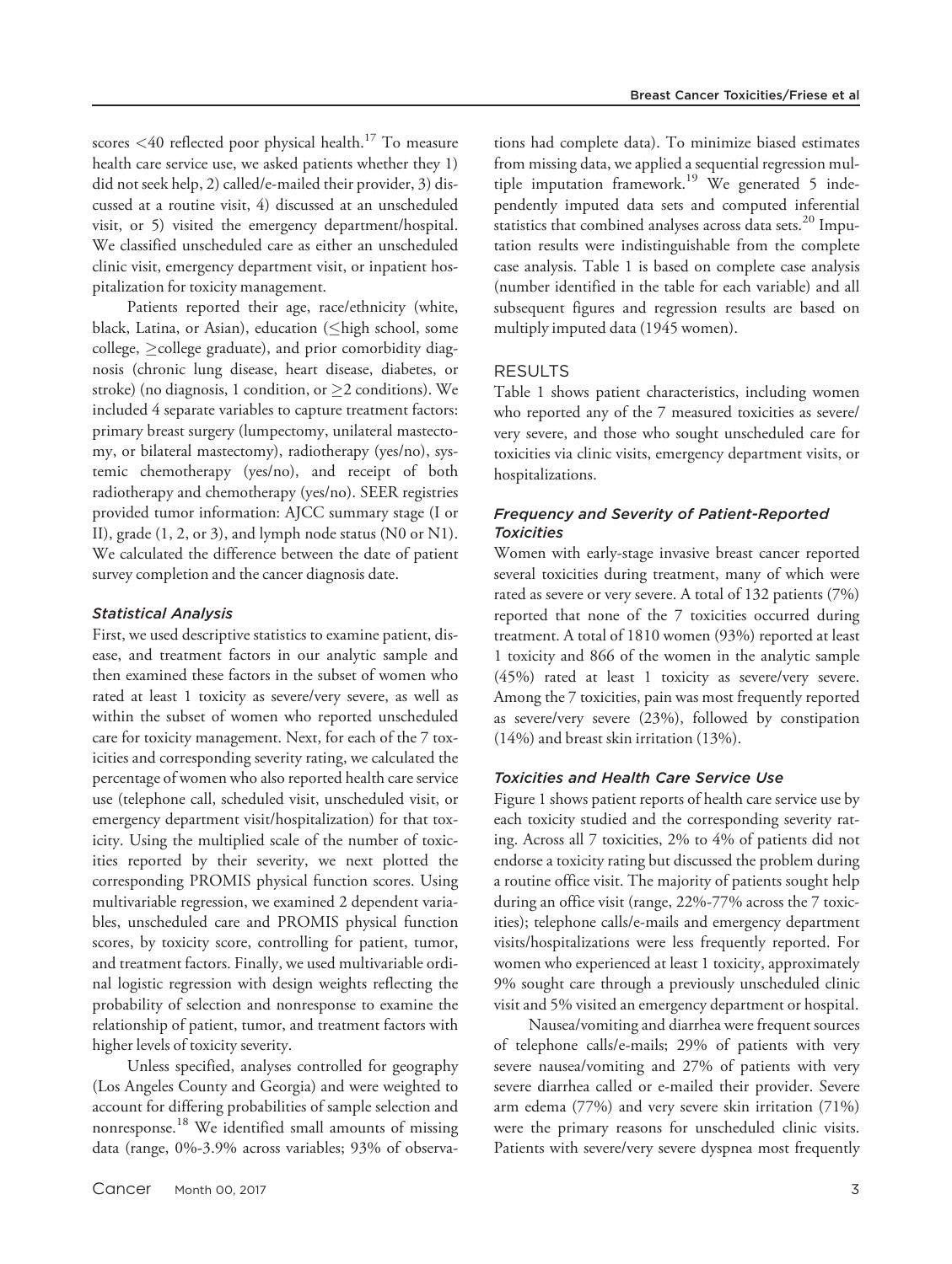scores <40 reflected poor physical health.[17] To measure health care service use, we asked patients whether they 1) did not seek help, 2) called/e-mailed their provider, 3) discussed at a routine visit, 4) discussed at an unscheduled visit, or 5) visited the emergency department/hospital. We classified unscheduled care as either an unscheduled clinic visit, emergency department visit, or inpatient hospitalization for toxicity management.

Patients reported their age, race/ethnicity (white, black, Latina, or Asian), education (≤high school, some college, ≥college graduate), and prior comorbidity diagnosis (chronic lung disease, heart disease, diabetes, or stroke) (no diagnosis, 1 condition, or ≥2 conditions). We included 4 separate variables to capture treatment factors: primary breast surgery (lumpectomy, unilateral mastectomy, or bilateral mastectomy), radiotherapy (yes/no), systemic chemotherapy (yes/no), and receipt of both radiotherapy and chemotherapy (yes/no). SEER registries provided tumor information: AJCC summary stage (I or II), grade (1, 2, or 3), and lymph node status (N0 or N1). We calculated the difference between the date of patient survey completion and the cancer diagnosis date.

### *Statistical Analysis*

First, we used descriptive statistics to examine patient, disease, and treatment factors in our analytic sample and then examined these factors in the subset of women who rated at least 1 toxicity as severe/very severe, as well as within the subset of women who reported unscheduled care for toxicity management. Next, for each of the 7 toxicities and corresponding severity rating, we calculated the percentage of women who also reported health care service use (telephone call, scheduled visit, unscheduled visit, or emergency department visit/hospitalization) for that toxicity. Using the multiplied scale of the number of toxicities reported by their severity, we next plotted the corresponding PROMIS physical function scores. Using multivariable regression, we examined 2 dependent variables, unscheduled care and PROMIS physical function scores, by toxicity score, controlling for patient, tumor, and treatment factors. Finally, we used multivariable ordinal logistic regression with design weights reflecting the probability of selection and nonresponse to examine the relationship of patient, tumor, and treatment factors with higher levels of toxicity severity.

Unless specified, analyses controlled for geography (Los Angeles County and Georgia) and were weighted to account for differing probabilities of sample selection and nonresponse.[18] We identified small amounts of missing data (range, 0%-3.9% across variables; 93% of observations had complete data). To minimize biased estimates from missing data, we applied a sequential regression multiple imputation framework.[19] We generated 5 independently imputed data sets and computed inferential statistics that combined analyses across data sets.[20] Imputation results were indistinguishable from the complete case analysis. Table 1 is based on complete case analysis (number identified in the table for each variable) and all subsequent figures and regression results are based on multiply imputed data (1945 women).

## RESULTS

Table 1 shows patient characteristics, including women who reported any of the 7 measured toxicities as severe/very severe, and those who sought unscheduled care for toxicities via clinic visits, emergency department visits, or hospitalizations.

### *Frequency and Severity of Patient-Reported Toxicities*

Women with early-stage invasive breast cancer reported several toxicities during treatment, many of which were rated as severe or very severe. A total of 132 patients (7%) reported that none of the 7 toxicities occurred during treatment. A total of 1810 women (93%) reported at least 1 toxicity and 866 of the women in the analytic sample (45%) rated at least 1 toxicity as severe/very severe. Among the 7 toxicities, pain was most frequently reported as severe/very severe (23%), followed by constipation (14%) and breast skin irritation (13%).

### *Toxicities and Health Care Service Use*

Figure 1 shows patient reports of health care service use by each toxicity studied and the corresponding severity rating. Across all 7 toxicities, 2% to 4% of patients did not endorse a toxicity rating but discussed the problem during a routine office visit. The majority of patients sought help during an office visit (range, 22%-77% across the 7 toxicities); telephone calls/e-mails and emergency department visits/hospitalizations were less frequently reported. For women who experienced at least 1 toxicity, approximately 9% sought care through a previously unscheduled clinic visit and 5% visited an emergency department or hospital.

Nausea/vomiting and diarrhea were frequent sources of telephone calls/e-mails; 29% of patients with very severe nausea/vomiting and 27% of patients with very severe diarrhea called or e-mailed their provider. Severe arm edema (77%) and very severe skin irritation (71%) were the primary reasons for unscheduled clinic visits. Patients with severe/very severe dyspnea most frequently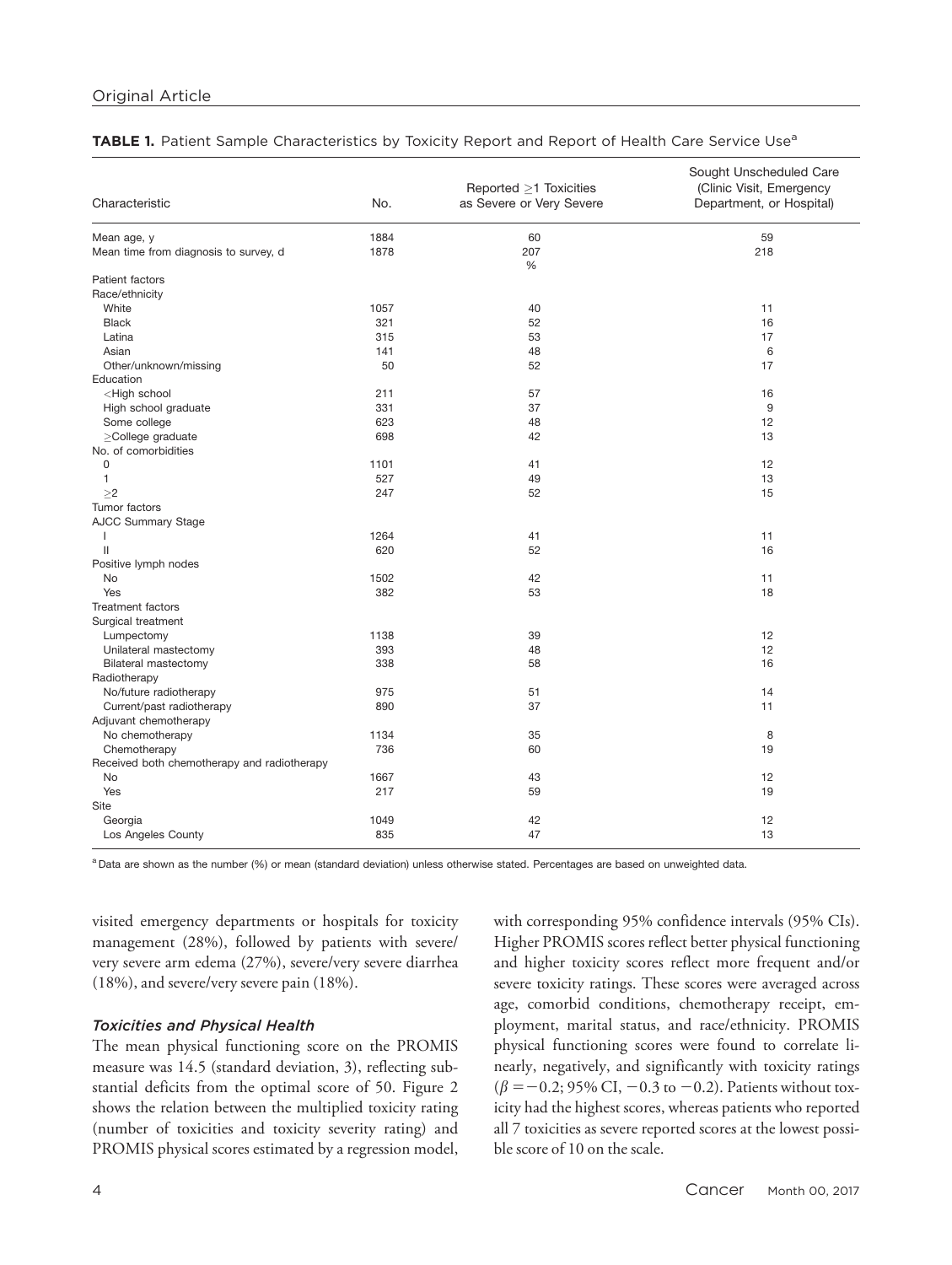**TABLE 1.** Patient Sample Characteristics by Toxicity Report and Report of Health Care Service Use[a]

| Characteristic | No. | Reported ≥1 Toxicities as Severe or Very Severe | Sought Unscheduled Care (Clinic Visit, Emergency Department, or Hospital) |
|---|---|---|---|
| Mean age, y | 1884 | 60 | 59 |
| Mean time from diagnosis to survey, d | 1878 | 207 | 218 |
| | | % | |
| Patient factors | | | |
| Race/ethnicity | | | |
| White | 1057 | 40 | 11 |
| Black | 321 | 52 | 16 |
| Latina | 315 | 53 | 17 |
| Asian | 141 | 48 | 6 |
| Other/unknown/missing | 50 | 52 | 17 |
| Education | | | |
| <High school | 211 | 57 | 16 |
| High school graduate | 331 | 37 | 9 |
| Some college | 623 | 48 | 12 |
| ≥College graduate | 698 | 42 | 13 |
| No. of comorbidities | | | |
| 0 | 1101 | 41 | 12 |
| 1 | 527 | 49 | 13 |
| ≥2 | 247 | 52 | 15 |
| Tumor factors | | | |
| AJCC Summary Stage | | | |
| I | 1264 | 41 | 11 |
| II | 620 | 52 | 16 |
| Positive lymph nodes | | | |
| No | 1502 | 42 | 11 |
| Yes | 382 | 53 | 18 |
| Treatment factors | | | |
| Surgical treatment | | | |
| Lumpectomy | 1138 | 39 | 12 |
| Unilateral mastectomy | 393 | 48 | 12 |
| Bilateral mastectomy | 338 | 58 | 16 |
| Radiotherapy | | | |
| No/future radiotherapy | 975 | 51 | 14 |
| Current/past radiotherapy | 890 | 37 | 11 |
| Adjuvant chemotherapy | | | |
| No chemotherapy | 1134 | 35 | 8 |
| Chemotherapy | 736 | 60 | 19 |
| Received both chemotherapy and radiotherapy | | | |
| No | 1667 | 43 | 12 |
| Yes | 217 | 59 | 19 |
| Site | | | |
| Georgia | 1049 | 42 | 12 |
| Los Angeles County | 835 | 47 | 13 |

[a] Data are shown as the number (%) or mean (standard deviation) unless otherwise stated. Percentages are based on unweighted data.

visited emergency departments or hospitals for toxicity management (28%), followed by patients with severe/very severe arm edema (27%), severe/very severe diarrhea (18%), and severe/very severe pain (18%).

### *Toxicities and Physical Health*

The mean physical functioning score on the PROMIS measure was 14.5 (standard deviation, 3), reflecting substantial deficits from the optimal score of 50. Figure 2 shows the relation between the multiplied toxicity rating (number of toxicities and toxicity severity rating) and PROMIS physical scores estimated by a regression model, with corresponding 95% confidence intervals (95% CIs). Higher PROMIS scores reflect better physical functioning and higher toxicity scores reflect more frequent and/or severe toxicity ratings. These scores were averaged across age, comorbid conditions, chemotherapy receipt, employment, marital status, and race/ethnicity. PROMIS physical functioning scores were found to correlate linearly, negatively, and significantly with toxicity ratings ($\beta = -0.2$; 95% CI, $-0.3$ to $-0.2$). Patients without toxicity had the highest scores, whereas patients who reported all 7 toxicities as severe reported scores at the lowest possible score of 10 on the scale.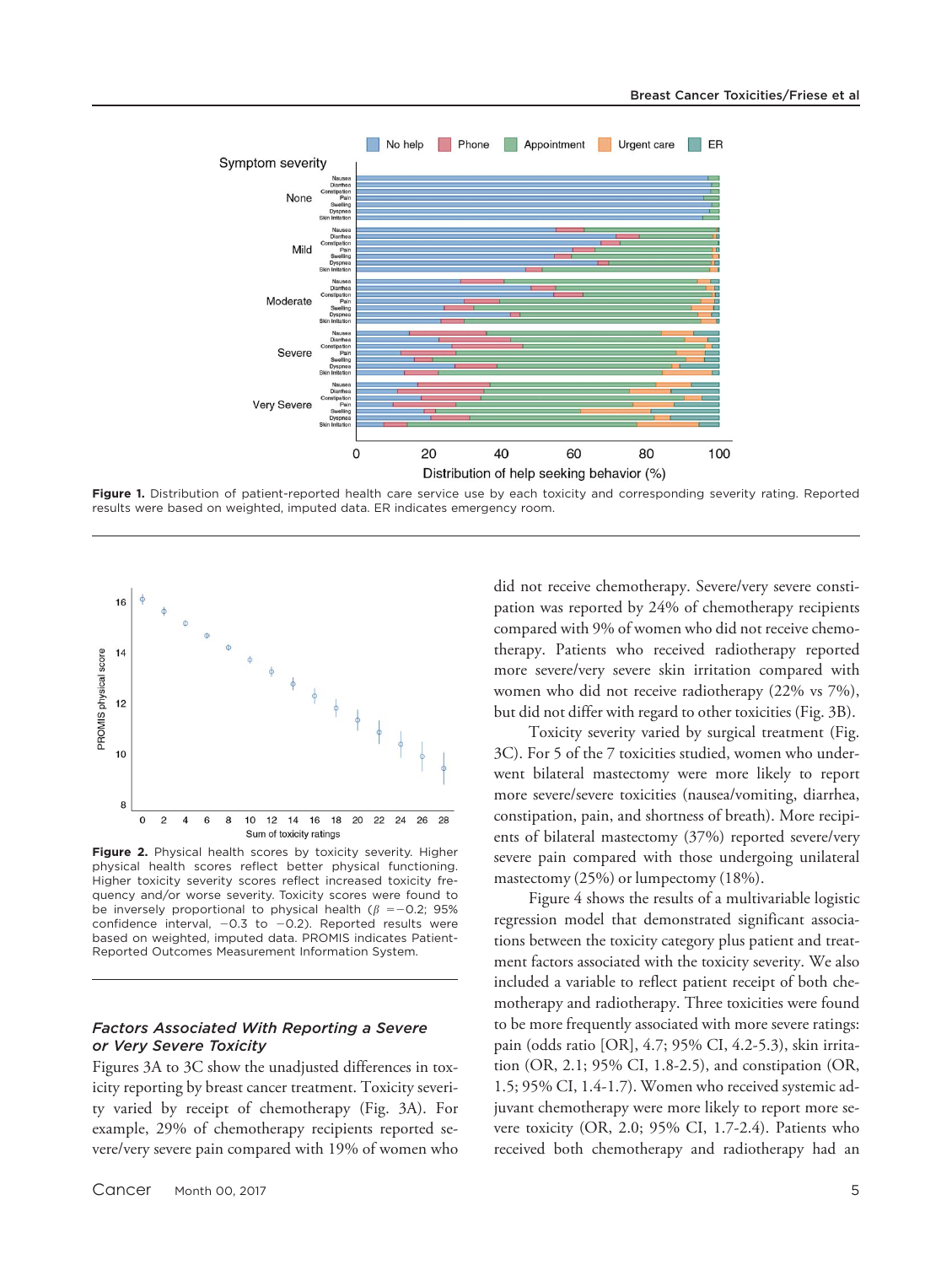**Figure 1.** Distribution of patient-reported health care service use by each toxicity and corresponding severity rating. Reported results were based on weighted, imputed data. ER indicates emergency room.

**Figure 2.** Physical health scores by toxicity severity. Higher physical health scores reflect better physical functioning. Higher toxicity severity scores reflect increased toxicity frequency and/or worse severity. Toxicity scores were found to be inversely proportional to physical health ($\beta = -0.2$; 95% confidence interval, $-0.3$ to $-0.2$). Reported results were based on weighted, imputed data. PROMIS indicates Patient-Reported Outcomes Measurement Information System.

### *Factors Associated With Reporting a Severe or Very Severe Toxicity*

Figures 3A to 3C show the unadjusted differences in toxicity reporting by breast cancer treatment. Toxicity severity varied by receipt of chemotherapy (Fig. 3A). For example, 29% of chemotherapy recipients reported severe/very severe pain compared with 19% of women who did not receive chemotherapy. Severe/very severe constipation was reported by 24% of chemotherapy recipients compared with 9% of women who did not receive chemotherapy. Patients who received radiotherapy reported more severe/very severe skin irritation compared with women who did not receive radiotherapy (22% vs 7%), but did not differ with regard to other toxicities (Fig. 3B).

Toxicity severity varied by surgical treatment (Fig. 3C). For 5 of the 7 toxicities studied, women who underwent bilateral mastectomy were more likely to report more severe/severe toxicities (nausea/vomiting, diarrhea, constipation, pain, and shortness of breath). More recipients of bilateral mastectomy (37%) reported severe/very severe pain compared with those undergoing unilateral mastectomy (25%) or lumpectomy (18%).

Figure 4 shows the results of a multivariable logistic regression model that demonstrated significant associations between the toxicity category plus patient and treatment factors associated with the toxicity severity. We also included a variable to reflect patient receipt of both chemotherapy and radiotherapy. Three toxicities were found to be more frequently associated with more severe ratings: pain (odds ratio [OR], 4.7; 95% CI, 4.2-5.3), skin irritation (OR, 2.1; 95% CI, 1.8-2.5), and constipation (OR, 1.5; 95% CI, 1.4-1.7). Women who received systemic adjuvant chemotherapy were more likely to report more severe toxicity (OR, 2.0; 95% CI, 1.7-2.4). Patients who received both chemotherapy and radiotherapy had an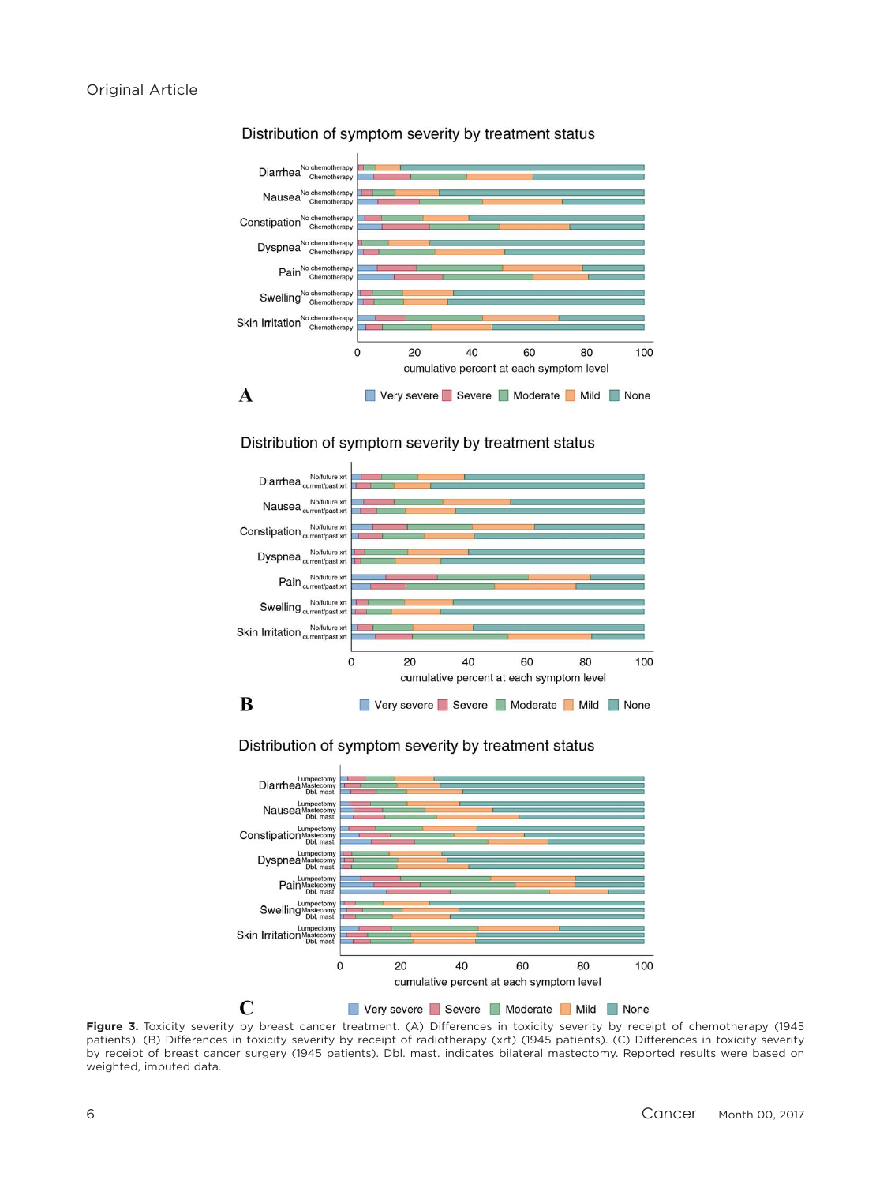**Figure 3.** Toxicity severity by breast cancer treatment. (A) Differences in toxicity severity by receipt of chemotherapy (1945 patients). (B) Differences in toxicity severity by receipt of radiotherapy (xrt) (1945 patients). (C) Differences in toxicity severity by receipt of breast cancer surgery (1945 patients). Dbl. mast. indicates bilateral mastectomy. Reported results were based on weighted, imputed data.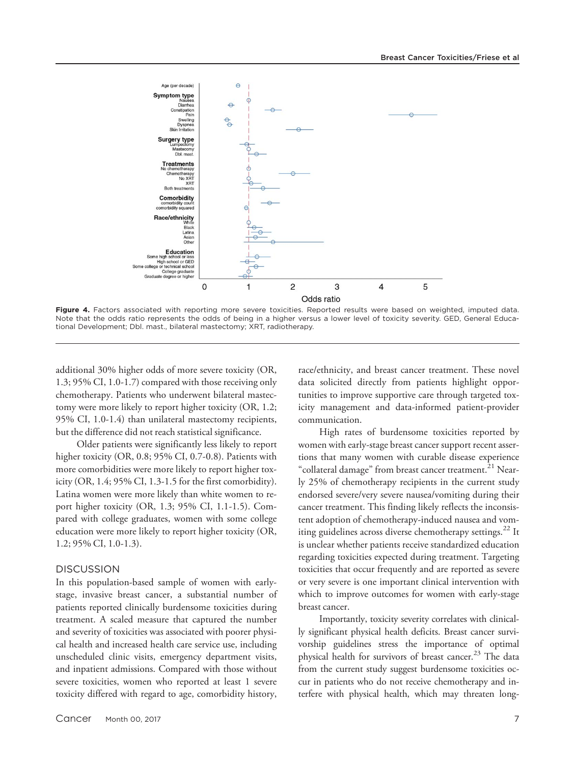Figure 4. Factors associated with reporting more severe toxicities. Reported results were based on weighted, imputed data. Note that the odds ratio represents the odds of being in a higher versus a lower level of toxicity severity. GED, General Educational Development; Dbl. mast., bilateral mastectomy; XRT, radiotherapy.

additional 30% higher odds of more severe toxicity (OR, 1.3; 95% CI, 1.0-1.7) compared with those receiving only chemotherapy. Patients who underwent bilateral mastectomy were more likely to report higher toxicity (OR, 1.2; 95% CI, 1.0-1.4) than unilateral mastectomy recipients, but the difference did not reach statistical significance.

Older patients were significantly less likely to report higher toxicity (OR, 0.8; 95% CI, 0.7-0.8). Patients with more comorbidities were more likely to report higher toxicity (OR, 1.4; 95% CI, 1.3-1.5 for the first comorbidity). Latina women were more likely than white women to report higher toxicity (OR, 1.3; 95% CI, 1.1-1.5). Compared with college graduates, women with some college education were more likely to report higher toxicity (OR, 1.2; 95% CI, 1.0-1.3).

## DISCUSSION

In this population-based sample of women with early-stage, invasive breast cancer, a substantial number of patients reported clinically burdensome toxicities during treatment. A scaled measure that captured the number and severity of toxicities was associated with poorer physical health and increased health care service use, including unscheduled clinic visits, emergency department visits, and inpatient admissions. Compared with those without severe toxicities, women who reported at least 1 severe toxicity differed with regard to age, comorbidity history, race/ethnicity, and breast cancer treatment. These novel data solicited directly from patients highlight opportunities to improve supportive care through targeted toxicity management and data-informed patient-provider communication.

High rates of burdensome toxicities reported by women with early-stage breast cancer support recent assertions that many women with curable disease experience "collateral damage" from breast cancer treatment.[21] Nearly 25% of chemotherapy recipients in the current study endorsed severe/very severe nausea/vomiting during their cancer treatment. This finding likely reflects the inconsistent adoption of chemotherapy-induced nausea and vomiting guidelines across diverse chemotherapy settings.[22] It is unclear whether patients receive standardized education regarding toxicities expected during treatment. Targeting toxicities that occur frequently and are reported as severe or very severe is one important clinical intervention with which to improve outcomes for women with early-stage breast cancer.

Importantly, toxicity severity correlates with clinically significant physical health deficits. Breast cancer survivorship guidelines stress the importance of optimal physical health for survivors of breast cancer.[23] The data from the current study suggest burdensome toxicities occur in patients who do not receive chemotherapy and interfere with physical health, which may threaten long-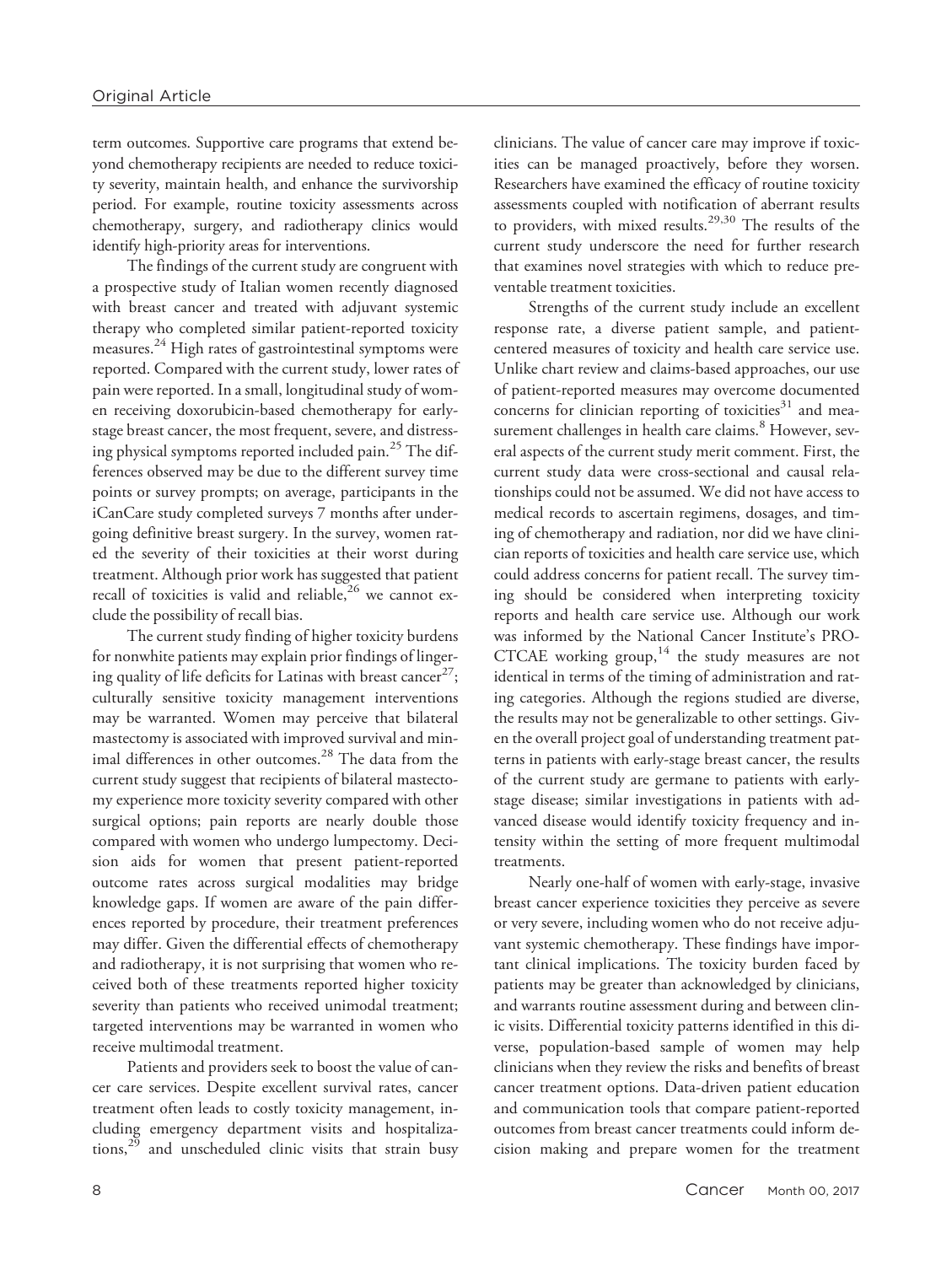term outcomes. Supportive care programs that extend beyond chemotherapy recipients are needed to reduce toxicity severity, maintain health, and enhance the survivorship period. For example, routine toxicity assessments across chemotherapy, surgery, and radiotherapy clinics would identify high-priority areas for interventions.

The findings of the current study are congruent with a prospective study of Italian women recently diagnosed with breast cancer and treated with adjuvant systemic therapy who completed similar patient-reported toxicity measures.[24] High rates of gastrointestinal symptoms were reported. Compared with the current study, lower rates of pain were reported. In a small, longitudinal study of women receiving doxorubicin-based chemotherapy for early-stage breast cancer, the most frequent, severe, and distressing physical symptoms reported included pain.[25] The differences observed may be due to the different survey time points or survey prompts; on average, participants in the iCanCare study completed surveys 7 months after undergoing definitive breast surgery. In the survey, women rated the severity of their toxicities at their worst during treatment. Although prior work has suggested that patient recall of toxicities is valid and reliable,[26] we cannot exclude the possibility of recall bias.

The current study finding of higher toxicity burdens for nonwhite patients may explain prior findings of lingering quality of life deficits for Latinas with breast cancer[27]; culturally sensitive toxicity management interventions may be warranted. Women may perceive that bilateral mastectomy is associated with improved survival and minimal differences in other outcomes.[28] The data from the current study suggest that recipients of bilateral mastectomy experience more toxicity severity compared with other surgical options; pain reports are nearly double those compared with women who undergo lumpectomy. Decision aids for women that present patient-reported outcome rates across surgical modalities may bridge knowledge gaps. If women are aware of the pain differences reported by procedure, their treatment preferences may differ. Given the differential effects of chemotherapy and radiotherapy, it is not surprising that women who received both of these treatments reported higher toxicity severity than patients who received unimodal treatment; targeted interventions may be warranted in women who receive multimodal treatment.

Patients and providers seek to boost the value of cancer care services. Despite excellent survival rates, cancer treatment often leads to costly toxicity management, including emergency department visits and hospitalizations,[29] and unscheduled clinic visits that strain busy clinicians. The value of cancer care may improve if toxicities can be managed proactively, before they worsen. Researchers have examined the efficacy of routine toxicity assessments coupled with notification of aberrant results to providers, with mixed results.[29,30] The results of the current study underscore the need for further research that examines novel strategies with which to reduce preventable treatment toxicities.

Strengths of the current study include an excellent response rate, a diverse patient sample, and patient-centered measures of toxicity and health care service use. Unlike chart review and claims-based approaches, our use of patient-reported measures may overcome documented concerns for clinician reporting of toxicities[31] and measurement challenges in health care claims.[8] However, several aspects of the current study merit comment. First, the current study data were cross-sectional and causal relationships could not be assumed. We did not have access to medical records to ascertain regimens, dosages, and timing of chemotherapy and radiation, nor did we have clinician reports of toxicities and health care service use, which could address concerns for patient recall. The survey timing should be considered when interpreting toxicity reports and health care service use. Although our work was informed by the National Cancer Institute's PRO-CTCAE working group,[14] the study measures are not identical in terms of the timing of administration and rating categories. Although the regions studied are diverse, the results may not be generalizable to other settings. Given the overall project goal of understanding treatment patterns in patients with early-stage breast cancer, the results of the current study are germane to patients with early-stage disease; similar investigations in patients with advanced disease would identify toxicity frequency and intensity within the setting of more frequent multimodal treatments.

Nearly one-half of women with early-stage, invasive breast cancer experience toxicities they perceive as severe or very severe, including women who do not receive adjuvant systemic chemotherapy. These findings have important clinical implications. The toxicity burden faced by patients may be greater than acknowledged by clinicians, and warrants routine assessment during and between clinic visits. Differential toxicity patterns identified in this diverse, population-based sample of women may help clinicians when they review the risks and benefits of breast cancer treatment options. Data-driven patient education and communication tools that compare patient-reported outcomes from breast cancer treatments could inform decision making and prepare women for the treatment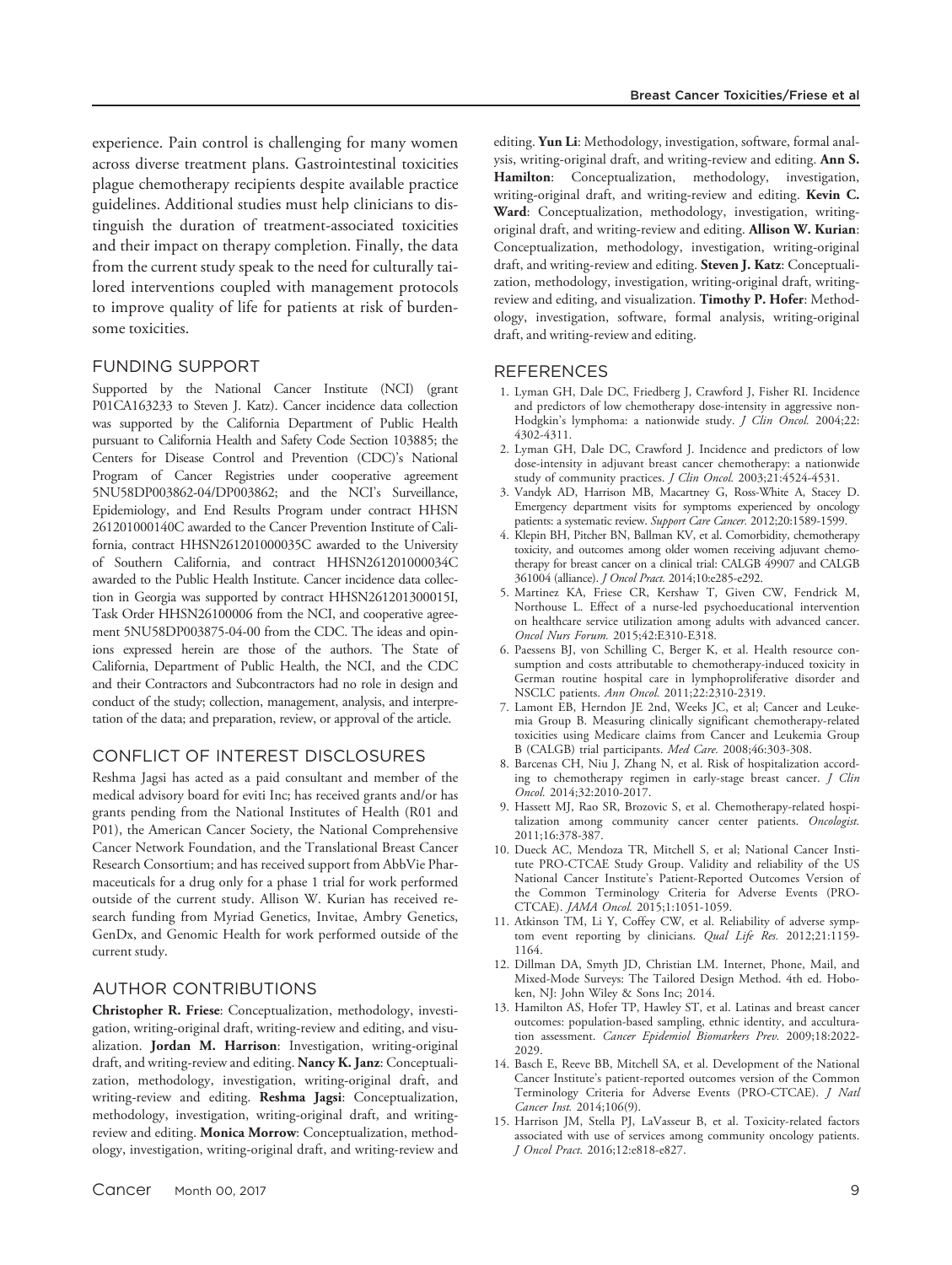experience. Pain control is challenging for many women across diverse treatment plans. Gastrointestinal toxicities plague chemotherapy recipients despite available practice guidelines. Additional studies must help clinicians to distinguish the duration of treatment-associated toxicities and their impact on therapy completion. Finally, the data from the current study speak to the need for culturally tailored interventions coupled with management protocols to improve quality of life for patients at risk of burdensome toxicities.

## FUNDING SUPPORT

Supported by the National Cancer Institute (NCI) (grant P01CA163233 to Steven J. Katz). Cancer incidence data collection was supported by the California Department of Public Health pursuant to California Health and Safety Code Section 103885; the Centers for Disease Control and Prevention (CDC)'s National Program of Cancer Registries under cooperative agreement 5NU58DP003862-04/DP003862; and the NCI's Surveillance, Epidemiology, and End Results Program under contract HHSN 261201000140C awarded to the Cancer Prevention Institute of California, contract HHSN261201000035C awarded to the University of Southern California, and contract HHSN261201000034C awarded to the Public Health Institute. Cancer incidence data collection in Georgia was supported by contract HHSN261201300015I, Task Order HHSN26100006 from the NCI, and cooperative agreement 5NU58DP003875-04-00 from the CDC. The ideas and opinions expressed herein are those of the authors. The State of California, Department of Public Health, the NCI, and the CDC and their Contractors and Subcontractors had no role in design and conduct of the study; collection, management, analysis, and interpretation of the data; and preparation, review, or approval of the article.

## CONFLICT OF INTEREST DISCLOSURES

Reshma Jagsi has acted as a paid consultant and member of the medical advisory board for eviti Inc; has received grants and/or has grants pending from the National Institutes of Health (R01 and P01), the American Cancer Society, the National Comprehensive Cancer Network Foundation, and the Translational Breast Cancer Research Consortium; and has received support from AbbVie Pharmaceuticals for a drug only for a phase 1 trial for work performed outside of the current study. Allison W. Kurian has received research funding from Myriad Genetics, Invitae, Ambry Genetics, GenDx, and Genomic Health for work performed outside of the current study.

## AUTHOR CONTRIBUTIONS

**Christopher R. Friese**: Conceptualization, methodology, investigation, writing-original draft, writing-review and editing, and visualization. **Jordan M. Harrison**: Investigation, writing-original draft, and writing-review and editing. **Nancy K. Janz**: Conceptualization, methodology, investigation, writing-original draft, and writing-review and editing. **Reshma Jagsi**: Conceptualization, methodology, investigation, writing-original draft, and writing-review and editing. **Monica Morrow**: Conceptualization, methodology, investigation, writing-original draft, and writing-review and editing. **Yun Li**: Methodology, investigation, software, formal analysis, writing-original draft, and writing-review and editing. **Ann S. Hamilton**: Conceptualization, methodology, investigation, writing-original draft, and writing-review and editing. **Kevin C. Ward**: Conceptualization, methodology, investigation, writing-original draft, and writing-review and editing. **Allison W. Kurian**: Conceptualization, methodology, investigation, writing-original draft, and writing-review and editing. **Steven J. Katz**: Conceptualization, methodology, investigation, writing-original draft, writing-review and editing, and visualization. **Timothy P. Hofer**: Methodology, investigation, software, formal analysis, writing-original draft, and writing-review and editing.

## REFERENCES

1. Lyman GH, Dale DC, Friedberg J, Crawford J, Fisher RI. Incidence and predictors of low chemotherapy dose-intensity in aggressive non-Hodgkin's lymphoma: a nationwide study. *J Clin Oncol.* 2004;22:4302-4311.
2. Lyman GH, Dale DC, Crawford J. Incidence and predictors of low dose-intensity in adjuvant breast cancer chemotherapy: a nationwide study of community practices. *J Clin Oncol.* 2003;21:4524-4531.
3. Vandyk AD, Harrison MB, Macartney G, Ross-White A, Stacey D. Emergency department visits for symptoms experienced by oncology patients: a systematic review. *Support Care Cancer.* 2012;20:1589-1599.
4. Klepin BH, Pitcher BN, Ballman KV, et al. Comorbidity, chemotherapy toxicity, and outcomes among older women receiving adjuvant chemotherapy for breast cancer on a clinical trial: CALGB 49907 and CALGB 361004 (alliance). *J Oncol Pract.* 2014;10:e285-e292.
5. Martinez KA, Friese CR, Kershaw T, Given CW, Fendrick M, Northouse L. Effect of a nurse-led psychoeducational intervention on healthcare service utilization among adults with advanced cancer. *Oncol Nurs Forum.* 2015;42:E310-E318.
6. Paessens BJ, von Schilling C, Berger K, et al. Health resource consumption and costs attributable to chemotherapy-induced toxicity in German routine hospital care in lymphoproliferative disorder and NSCLC patients. *Ann Oncol.* 2011;22:2310-2319.
7. Lamont EB, Herndon JE 2nd, Weeks JC, et al; Cancer and Leukemia Group B. Measuring clinically significant chemotherapy-related toxicities using Medicare claims from Cancer and Leukemia Group B (CALGB) trial participants. *Med Care.* 2008;46:303-308.
8. Barcenas CH, Niu J, Zhang N, et al. Risk of hospitalization according to chemotherapy regimen in early-stage breast cancer. *J Clin Oncol.* 2014;32:2010-2017.
9. Hassett MJ, Rao SR, Brozovic S, et al. Chemotherapy-related hospitalization among community cancer center patients. *Oncologist.* 2011;16:378-387.
10. Dueck AC, Mendoza TR, Mitchell S, et al; National Cancer Institute PRO-CTCAE Study Group. Validity and reliability of the US National Cancer Institute's Patient-Reported Outcomes Version of the Common Terminology Criteria for Adverse Events (PRO-CTCAE). *JAMA Oncol.* 2015;1:1051-1059.
11. Atkinson TM, Li Y, Coffey CW, et al. Reliability of adverse symptom event reporting by clinicians. *Qual Life Res.* 2012;21:1159-1164.
12. Dillman DA, Smyth JD, Christian LM. Internet, Phone, Mail, and Mixed-Mode Surveys: The Tailored Design Method. 4th ed. Hoboken, NJ: John Wiley & Sons Inc; 2014.
13. Hamilton AS, Hofer TP, Hawley ST, et al. Latinas and breast cancer outcomes: population-based sampling, ethnic identity, and acculturation assessment. *Cancer Epidemiol Biomarkers Prev.* 2009;18:2022-2029.
14. Basch E, Reeve BB, Mitchell SA, et al. Development of the National Cancer Institute's patient-reported outcomes version of the Common Terminology Criteria for Adverse Events (PRO-CTCAE). *J Natl Cancer Inst.* 2014;106(9).
15. Harrison JM, Stella PJ, LaVasseur B, et al. Toxicity-related factors associated with use of services among community oncology patients. *J Oncol Pract.* 2016;12:e818-e827.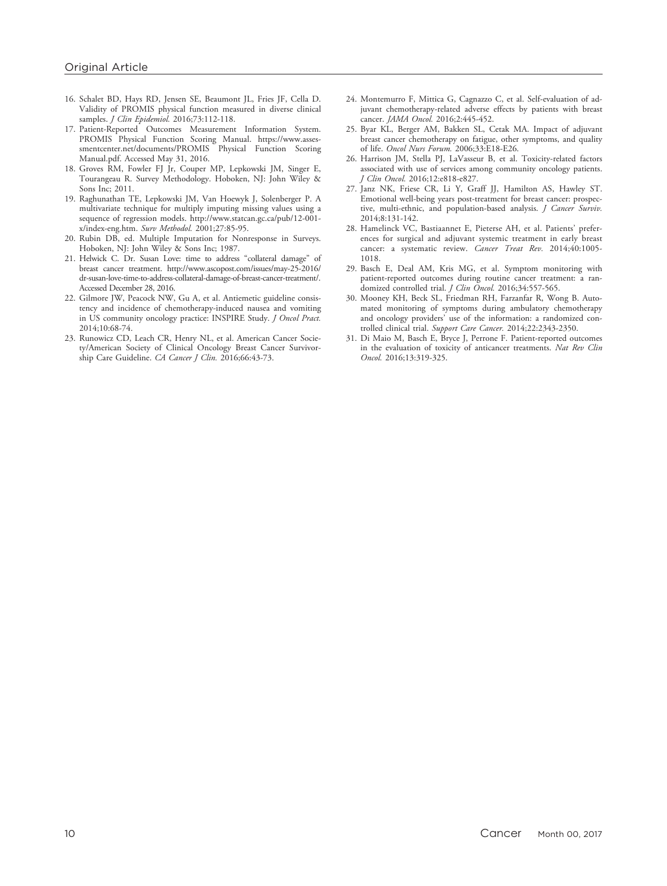16. Schalet BD, Hays RD, Jensen SE, Beaumont JL, Fries JF, Cella D. Validity of PROMIS physical function measured in diverse clinical samples. *J Clin Epidemiol.* 2016;73:112-118.
17. Patient-Reported Outcomes Measurement Information System. PROMIS Physical Function Scoring Manual. https://www.assessmentcenter.net/documents/PROMIS Physical Function Scoring Manual.pdf. Accessed May 31, 2016.
18. Groves RM, Fowler FJ Jr, Couper MP, Lepkowski JM, Singer E, Tourangeau R. Survey Methodology. Hoboken, NJ: John Wiley & Sons Inc; 2011.
19. Raghunathan TE, Lepkowski JM, Van Hoewyk J, Solenberger P. A multivariate technique for multiply imputing missing values using a sequence of regression models. http://www.statcan.gc.ca/pub/12-001-x/index-eng.htm. *Surv Methodol.* 2001;27:85-95.
20. Rubin DB, ed. Multiple Imputation for Nonresponse in Surveys. Hoboken, NJ: John Wiley & Sons Inc; 1987.
21. Helwick C. Dr. Susan Love: time to address "collateral damage" of breast cancer treatment. http://www.ascopost.com/issues/may-25-2016/dr-susan-love-time-to-address-collateral-damage-of-breast-cancer-treatment/. Accessed December 28, 2016.
22. Gilmore JW, Peacock NW, Gu A, et al. Antiemetic guideline consistency and incidence of chemotherapy-induced nausea and vomiting in US community oncology practice: INSPIRE Study. *J Oncol Pract.* 2014;10:68-74.
23. Runowicz CD, Leach CR, Henry NL, et al. American Cancer Society/American Society of Clinical Oncology Breast Cancer Survivorship Care Guideline. *CA Cancer J Clin.* 2016;66:43-73.
24. Montemurro F, Mittica G, Cagnazzo C, et al. Self-evaluation of adjuvant chemotherapy-related adverse effects by patients with breast cancer. *JAMA Oncol.* 2016;2:445-452.
25. Byar KL, Berger AM, Bakken SL, Cetak MA. Impact of adjuvant breast cancer chemotherapy on fatigue, other symptoms, and quality of life. *Oncol Nurs Forum.* 2006;33:E18-E26.
26. Harrison JM, Stella PJ, LaVasseur B, et al. Toxicity-related factors associated with use of services among community oncology patients. *J Clin Oncol.* 2016;12:e818-e827.
27. Janz NK, Friese CR, Li Y, Graff JJ, Hamilton AS, Hawley ST. Emotional well-being years post-treatment for breast cancer: prospective, multi-ethnic, and population-based analysis. *J Cancer Surviv.* 2014;8:131-142.
28. Hamelinck VC, Bastiaannet E, Pieterse AH, et al. Patients' preferences for surgical and adjuvant systemic treatment in early breast cancer: a systematic review. *Cancer Treat Rev.* 2014;40:1005-1018.
29. Basch E, Deal AM, Kris MG, et al. Symptom monitoring with patient-reported outcomes during routine cancer treatment: a randomized controlled trial. *J Clin Oncol.* 2016;34:557-565.
30. Mooney KH, Beck SL, Friedman RH, Farzanfar R, Wong B. Automated monitoring of symptoms during ambulatory chemotherapy and oncology providers' use of the information: a randomized controlled trial. *Support Care Cancer.* 2014;22:2343-2350.
31. Di Maio M, Basch E, Bryce J, Perrone F. Patient-reported outcomes in the evaluation of toxicity of anticancer treatments. *Nat Rev Clin Oncol.* 2016;13:319-325.